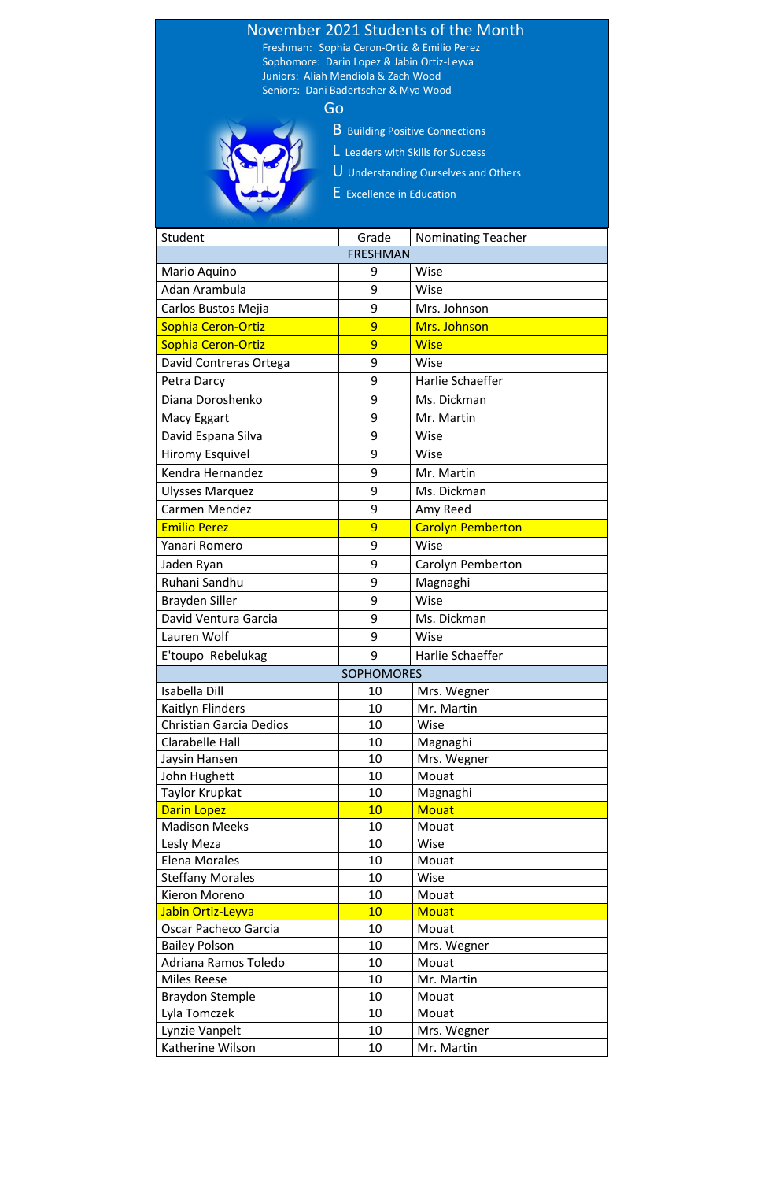# November 2021 Students of the Month

Freshman: Sophia Ceron-Ortiz & Emilio Perez
Sophomore: Darin Lopez & Jabin Ortiz-Leyva
Juniors: Aliah Mendiola & Zach Wood
Seniors: Dani Badertscher & Mya Wood

Go

- **B** Building Positive Connections
- **L** Leaders with Skills for Success
- **U** Understanding Ourselves and Others
- **E** Excellence in Education

| Student | Grade | Nominating Teacher |
|---|---|---|
| FRESHMAN | | |
| Mario Aquino | 9 | Wise |
| Adan Arambula | 9 | Wise |
| Carlos Bustos Mejia | 9 | Mrs. Johnson |
| Sophia Ceron-Ortiz | 9 | Mrs. Johnson |
| Sophia Ceron-Ortiz | 9 | Wise |
| David Contreras Ortega | 9 | Wise |
| Petra Darcy | 9 | Harlie Schaeffer |
| Diana Doroshenko | 9 | Ms. Dickman |
| Macy Eggart | 9 | Mr. Martin |
| David Espana Silva | 9 | Wise |
| Hiromy Esquivel | 9 | Wise |
| Kendra Hernandez | 9 | Mr. Martin |
| Ulysses Marquez | 9 | Ms. Dickman |
| Carmen Mendez | 9 | Amy Reed |
| Emilio Perez | 9 | Carolyn Pemberton |
| Yanari Romero | 9 | Wise |
| Jaden Ryan | 9 | Carolyn Pemberton |
| Ruhani Sandhu | 9 | Magnaghi |
| Brayden Siller | 9 | Wise |
| David Ventura Garcia | 9 | Ms. Dickman |
| Lauren Wolf | 9 | Wise |
| E'toupo Rebelukag | 9 | Harlie Schaeffer |
| SOPHOMORES | | |
| Isabella Dill | 10 | Mrs. Wegner |
| Kaitlyn Flinders | 10 | Mr. Martin |
| Christian Garcia Dedios | 10 | Wise |
| Clarabelle Hall | 10 | Magnaghi |
| Jaysin Hansen | 10 | Mrs. Wegner |
| John Hughett | 10 | Mouat |
| Taylor Krupkat | 10 | Magnaghi |
| Darin Lopez | 10 | Mouat |
| Madison Meeks | 10 | Mouat |
| Lesly Meza | 10 | Wise |
| Elena Morales | 10 | Mouat |
| Steffany Morales | 10 | Wise |
| Kieron Moreno | 10 | Mouat |
| Jabin Ortiz-Leyva | 10 | Mouat |
| Oscar Pacheco Garcia | 10 | Mouat |
| Bailey Polson | 10 | Mrs. Wegner |
| Adriana Ramos Toledo | 10 | Mouat |
| Miles Reese | 10 | Mr. Martin |
| Braydon Stemple | 10 | Mouat |
| Lyla Tomczek | 10 | Mouat |
| Lynzie Vanpelt | 10 | Mrs. Wegner |
| Katherine Wilson | 10 | Mr. Martin |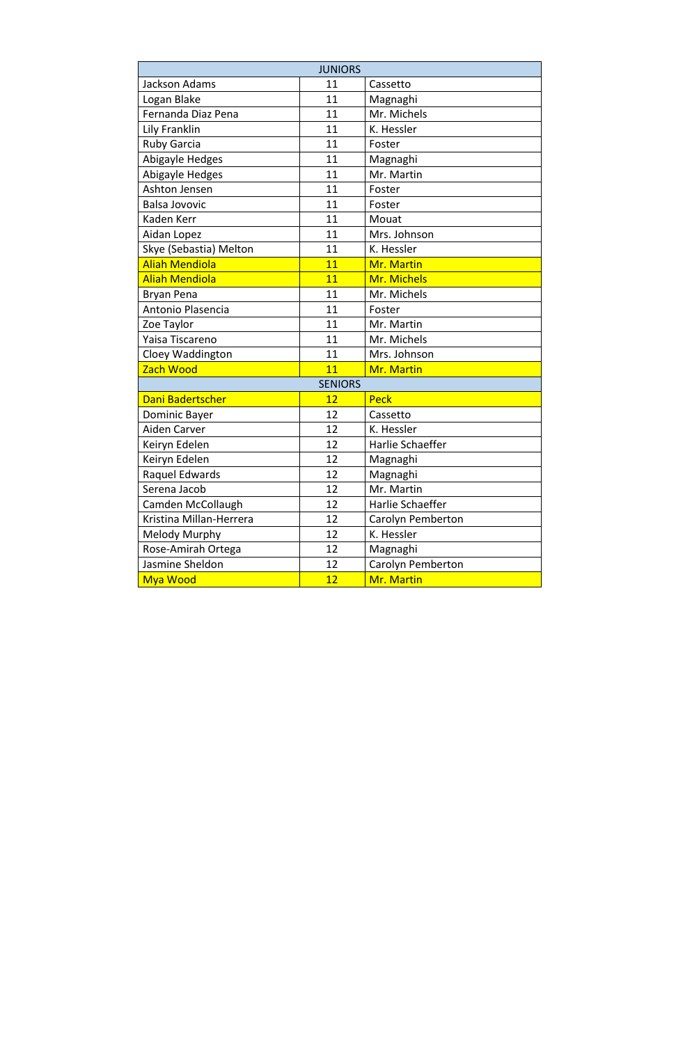| | | |
|---|---|---|
| JUNIORS | | |
| Jackson Adams | 11 | Cassetto |
| Logan Blake | 11 | Magnaghi |
| Fernanda Diaz Pena | 11 | Mr. Michels |
| Lily Franklin | 11 | K. Hessler |
| Ruby Garcia | 11 | Foster |
| Abigayle Hedges | 11 | Magnaghi |
| Abigayle Hedges | 11 | Mr. Martin |
| Ashton Jensen | 11 | Foster |
| Balsa Jovovic | 11 | Foster |
| Kaden Kerr | 11 | Mouat |
| Aidan Lopez | 11 | Mrs. Johnson |
| Skye (Sebastia) Melton | 11 | K. Hessler |
| Aliah Mendiola | 11 | Mr. Martin |
| Aliah Mendiola | 11 | Mr. Michels |
| Bryan Pena | 11 | Mr. Michels |
| Antonio Plasencia | 11 | Foster |
| Zoe Taylor | 11 | Mr. Martin |
| Yaisa Tiscareno | 11 | Mr. Michels |
| Cloey Waddington | 11 | Mrs. Johnson |
| Zach Wood | 11 | Mr. Martin |
| SENIORS | | |
| Dani Badertscher | 12 | Peck |
| Dominic Bayer | 12 | Cassetto |
| Aiden Carver | 12 | K. Hessler |
| Keiryn Edelen | 12 | Harlie Schaeffer |
| Keiryn Edelen | 12 | Magnaghi |
| Raquel Edwards | 12 | Magnaghi |
| Serena Jacob | 12 | Mr. Martin |
| Camden McCollaugh | 12 | Harlie Schaeffer |
| Kristina Millan-Herrera | 12 | Carolyn Pemberton |
| Melody Murphy | 12 | K. Hessler |
| Rose-Amirah Ortega | 12 | Magnaghi |
| Jasmine Sheldon | 12 | Carolyn Pemberton |
| Mya Wood | 12 | Mr. Martin |